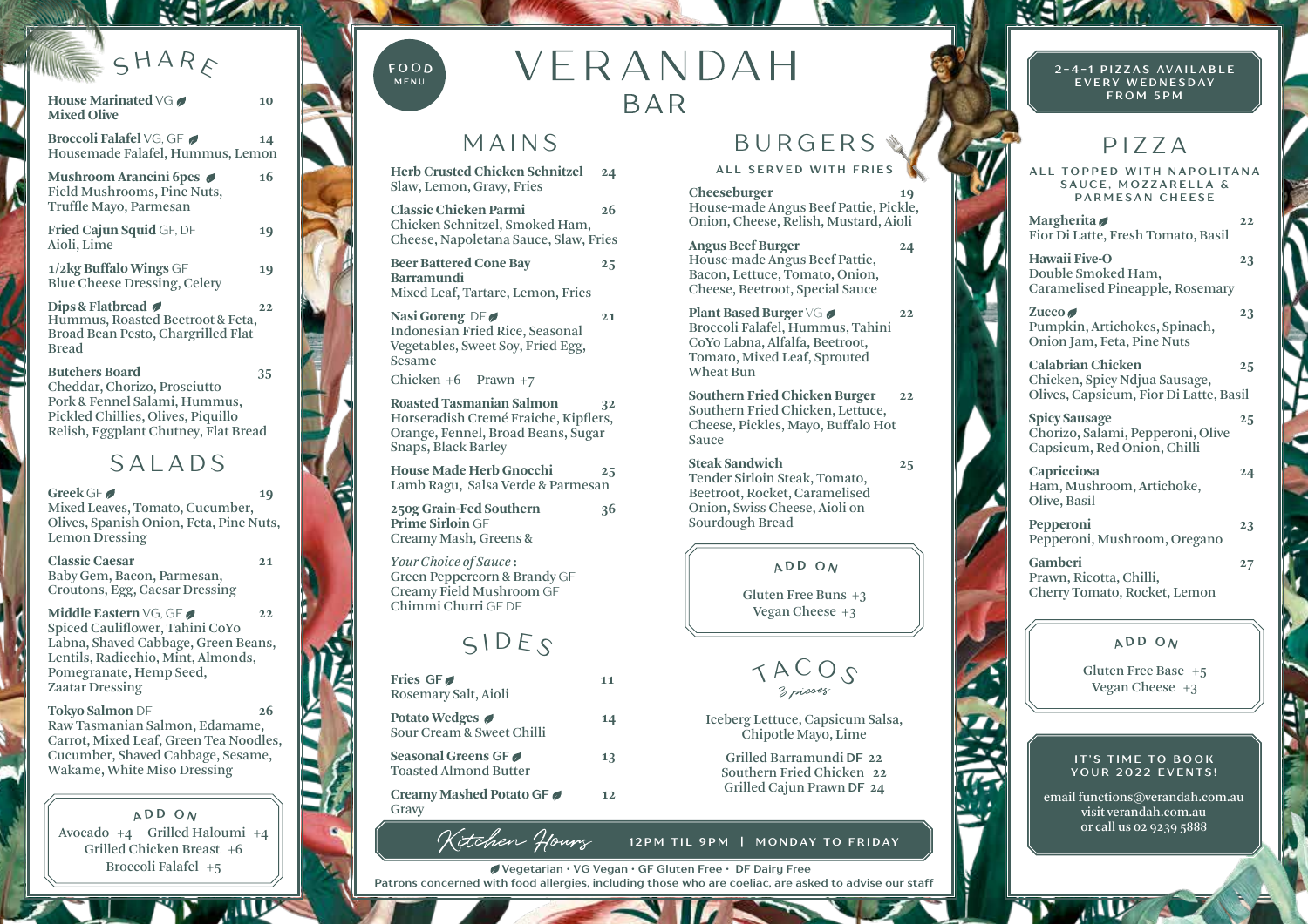# VERANDAH BAR

FOOD MENU

## SHARE

**House Marinated** VG 🌿 **Mixed Olive** — 10

**Broccoli Falafel** VG, GF 🌿 — 14
Housemade Falafel, Hummus, Lemon

**Mushroom Arancini 6pcs** 🌿 — 16
Field Mushrooms, Pine Nuts, Truffle Mayo, Parmesan

**Fried Cajun Squid** GF, DF — 19
Aioli, Lime

**1/2kg Buffalo Wings** GF — 19
Blue Cheese Dressing, Celery

**Dips & Flatbread** 🌿 — 22
Hummus, Roasted Beetroot & Feta, Broad Bean Pesto, Chargrilled Flat Bread

**Butchers Board** — 35
Cheddar, Chorizo, Prosciutto Pork & Fennel Salami, Hummus, Pickled Chillies, Olives, Piquillo Relish, Eggplant Chutney, Flat Bread

## SALADS

**Greek** GF 🌿 — 19
Mixed Leaves, Tomato, Cucumber, Olives, Spanish Onion, Feta, Pine Nuts, Lemon Dressing

**Classic Caesar** — 21
Baby Gem, Bacon, Parmesan, Croutons, Egg, Caesar Dressing

**Middle Eastern** VG, GF 🌿 — 22
Spiced Cauliflower, Tahini CoYo Labna, Shaved Cabbage, Green Beans, Lentils, Radicchio, Mint, Almonds, Pomegranate, Hemp Seed, Zaatar Dressing

**Tokyo Salmon** DF — 26
Raw Tasmanian Salmon, Edamame, Carrot, Mixed Leaf, Green Tea Noodles, Cucumber, Shaved Cabbage, Sesame, Wakame, White Miso Dressing

### ADD ON

Avocado +4 · Grilled Haloumi +4 · Grilled Chicken Breast +6 · Broccoli Falafel +5

## MAINS

**Herb Crusted Chicken Schnitzel** — 24
Slaw, Lemon, Gravy, Fries

**Classic Chicken Parmi** — 26
Chicken Schnitzel, Smoked Ham, Cheese, Napoletana Sauce, Slaw, Fries

**Beer Battered Cone Bay Barramundi** — 25
Mixed Leaf, Tartare, Lemon, Fries

**Nasi Goreng** DF 🌿 — 21
Indonesian Fried Rice, Seasonal Vegetables, Sweet Soy, Fried Egg, Sesame
Chicken +6 Prawn +7

**Roasted Tasmanian Salmon** — 32
Horseradish Cremé Fraiche, Kipflers, Orange, Fennel, Broad Beans, Sugar Snaps, Black Barley

**House Made Herb Gnocchi** — 25
Lamb Ragu, Salsa Verde & Parmesan

**250g Grain-Fed Southern Prime Sirloin** GF — 36
Creamy Mash, Greens &

*Your Choice of Sauce*:
Green Peppercorn & Brandy GF
Creamy Field Mushroom GF
Chimmi Churri GF DF

## SIDES

**Fries** GF 🌿 — 11
Rosemary Salt, Aioli

**Potato Wedges** 🌿 — 14
Sour Cream & Sweet Chilli

**Seasonal Greens** GF 🌿 — 13
Toasted Almond Butter

**Creamy Mashed Potato** GF 🌿 — 12
Gravy

## BURGERS

ALL SERVED WITH FRIES

**Cheeseburger** — 19
House-made Angus Beef Pattie, Pickle, Onion, Cheese, Relish, Mustard, Aioli

**Angus Beef Burger** — 24
House-made Angus Beef Pattie, Bacon, Lettuce, Tomato, Onion, Cheese, Beetroot, Special Sauce

**Plant Based Burger** VG 🌿 — 22
Broccoli Falafel, Hummus, Tahini CoYo Labna, Alfalfa, Beetroot, Tomato, Mixed Leaf, Sprouted Wheat Bun

**Southern Fried Chicken Burger** — 22
Southern Fried Chicken, Lettuce, Cheese, Pickles, Mayo, Buffalo Hot Sauce

**Steak Sandwich** — 25
Tender Sirloin Steak, Tomato, Beetroot, Rocket, Caramelised Onion, Swiss Cheese, Aioli on Sourdough Bread

### ADD ON

Gluten Free Buns +3
Vegan Cheese +3

## TACOS

*3 pieces*

Iceberg Lettuce, Capsicum Salsa, Chipotle Mayo, Lime

Grilled Barramundi DF 22
Southern Fried Chicken 22
Grilled Cajun Prawn DF 24

*Kitchen Hours* 12PM TIL 9PM | MONDAY TO FRIDAY

🌿 Vegetarian · VG Vegan · GF Gluten Free · DF Dairy Free
Patrons concerned with food allergies, including those who are coeliac, are asked to advise our staff

2-4-1 PIZZAS AVAILABLE EVERY WEDNESDAY FROM 5PM

## PIZZA

ALL TOPPED WITH NAPOLITANA SAUCE, MOZZARELLA & PARMESAN CHEESE

**Margherita** 🌿 — 22
Fior Di Latte, Fresh Tomato, Basil

**Hawaii Five-O** — 23
Double Smoked Ham, Caramelised Pineapple, Rosemary

**Zucco** 🌿 — 23
Pumpkin, Artichokes, Spinach, Onion Jam, Feta, Pine Nuts

**Calabrian Chicken** — 25
Chicken, Spicy Ndjua Sausage, Olives, Capsicum, Fior Di Latte, Basil

**Spicy Sausage** — 25
Chorizo, Salami, Pepperoni, Olive Capsicum, Red Onion, Chilli

**Capricciosa** — 24
Ham, Mushroom, Artichoke, Olive, Basil

**Pepperoni** — 23
Pepperoni, Mushroom, Oregano

**Gamberi** — 27
Prawn, Ricotta, Chilli, Cherry Tomato, Rocket, Lemon

### ADD ON

Gluten Free Base +5
Vegan Cheese +3

IT'S TIME TO BOOK YOUR 2022 EVENTS!

email functions@verandah.com.au
visit verandah.com.au
or call us 02 9239 5888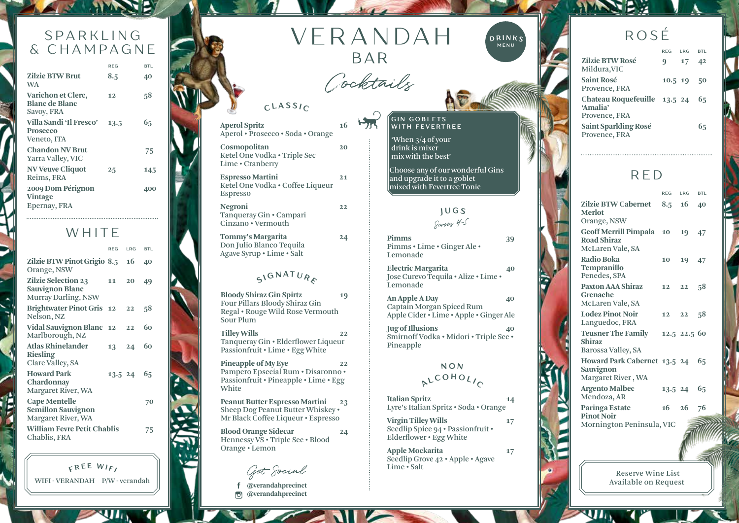# SPARKLING & CHAMPAGNE

| | REG | BTL |
|---|---|---|
| **Zilzie BTW Brut** WA | 8.5 | 40 |
| **Varichon et Clerc, Blanc de Blanc** Savoy, FRA | 12 | 58 |
| **Villa Sandi 'Il Fresco' Prosecco** Veneto, ITA | 13.5 | 65 |
| **Chandon NV Brut** Yarra Valley, VIC | | 75 |
| **NV Veuve Cliquot** Reims, FRA | 25 | 145 |
| **2009 Dom Pérignon Vintage** Epernay, FRA | | 400 |

# WHITE

| | REG | LRG | BTL |
|---|---|---|---|
| **Zilzie BTW Pinot Grigio** Orange, NSW | 8.5 | 16 | 40 |
| **Zilzie Selection 23 Sauvignon Blanc** Murray Darling, NSW | 11 | 20 | 49 |
| **Brightwater Pinot Gris** Nelson, NZ | 12 | 22 | 58 |
| **Vidal Sauvignon Blanc** Marlborough, NZ | 12 | 22 | 60 |
| **Atlas Rhinelander Riesling** Clare Valley, SA | 13 | 24 | 60 |
| **Howard Park Chardonnay** Margaret River, WA | 13.5 | 24 | 65 |
| **Cape Mentelle Semillon Sauvignon** Margaret River, WA | | | 70 |
| **William Fevre Petit Chablis** Chablis, FRA | | | 75 |

**FREE WIFI**
WIFI - VERANDAH P/W - verandah

# VERANDAH BAR

DRINKS MENU

## Cocktails

### CLASSIC

**Aperol Spritz** — 16
Aperol • Prosecco • Soda • Orange

**Cosmopolitan** — 20
Ketel One Vodka • Triple Sec
Lime • Cranberry

**Espresso Martini** — 21
Ketel One Vodka • Coffee Liqueur
Espresso

**Negroni** — 22
Tanqueray Gin • Campari
Cinzano • Vermouth

**Tommy's Margarita** — 24
Don Julio Blanco Tequila
Agave Syrup • Lime • Salt

### SIGNATURE

**Bloody Shiraz Gin Spirtz** — 19
Four Pillars Bloody Shiraz Gin
Regal • Rouge Wild Rose Vermouth
Sour Plum

**Tilley Wills** — 22
Tanqueray Gin • Elderflower Liqueur
Passionfruit • Lime • Egg White

**Pineapple of My Eye** — 22
Pampero Epsecial Rum • Disaronno •
Passionfruit • Pineapple • Lime • Egg
White

**Peanut Butter Espresso Martini** — 23
Sheep Dog Peanut Butter Whiskey •
Mr Black Coffee Liqueur • Espresso

**Blood Orange Sidecar** — 24
Hennessy VS • Triple Sec • Blood
Orange • Lemon

### GIN GOBLETS WITH FEVERTREE

'When 3/4 of your
drink is mixer
mix with the best'

Choose any of our wonderful Gins
and upgrade it to a goblet
mixed with Fevertree Tonic

### JUGS

*Serves 4-5*

**Pimms** — 39
Pimms • Lime • Ginger Ale •
Lemonade

**Electric Margarita** — 40
Jose Curevo Tequila • Alize • Lime •
Lemonade

**An Apple A Day** — 40
Captain Morgan Spiced Rum
Apple Cider • Lime • Apple • Ginger Ale

**Jug of Illusions** — 40
Smirnoff Vodka • Midori • Triple Sec •
Pineapple

### NON ALCOHOLIC

**Italian Spritz** — 14
Lyre's Italian Spritz • Soda • Orange

**Virgin Tilley Wills** — 17
Seedlip Spice 94 • Passionfruit •
Elderflower • Egg White

**Apple Mockarita** — 17
Seedlip Grove 42 • Apple • Agave
Lime • Salt

*Get Social*

f @verandahprecinct
@verandahprecinct

# ROSÉ

| | REG | LRG | BTL |
|---|---|---|---|
| **Zilzie BTW Rosé** Mildura,VIC | 9 | 17 | 42 |
| **Saint Rosé** Provence, FRA | 10.5 | 19 | 50 |
| **Chateau Roquefeuille 'Amalia'** Provence, FRA | 13.5 | 24 | 65 |
| **Saint Sparkling Rosé** Provence, FRA | | | 65 |

# RED

| | REG | LRG | BTL |
|---|---|---|---|
| **Zilzie BTW Cabernet Merlot** Orange, NSW | 8.5 | 16 | 40 |
| **Geoff Merrill Pimpala Road Shiraz** McLaren Vale, SA | 10 | 19 | 47 |
| **Radio Boka Tempranillo** Penedes, SPA | 10 | 19 | 47 |
| **Paxton AAA Shiraz Grenache** McLaren Vale, SA | 12 | 22 | 58 |
| **Lodez Pinot Noir** Languedoc, FRA | 12 | 22 | 58 |
| **Teusner The Family Shiraz** Barossa Valley, SA | 12.5 | 22.5 | 60 |
| **Howard Park Cabernet Sauvignon** Margaret River , WA | 13.5 | 24 | 65 |
| **Argento Malbec** Mendoza, AR | 13.5 | 24 | 65 |
| **Paringa Estate Pinot Noir** Mornington Peninsula, VIC | 16 | 26 | 76 |

Reserve Wine List
Available on Request